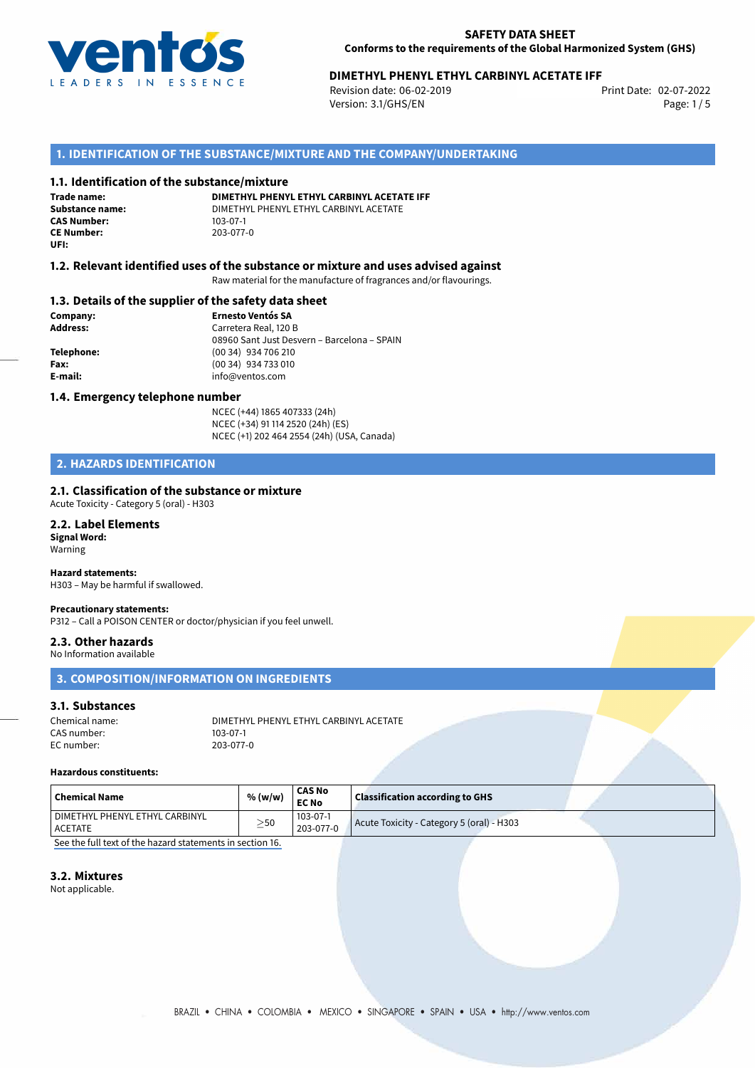**SAFETY DATA SHEET**
**Conforms to the requirements of the Global Harmonized System (GHS)**

**DIMETHYL PHENYL ETHYL CARBINYL ACETATE IFF**

Revision date: 06-02-2019
Version: 3.1/GHS/EN
Print Date: 02-07-2022

## 1. IDENTIFICATION OF THE SUBSTANCE/MIXTURE AND THE COMPANY/UNDERTAKING

### 1.1. Identification of the substance/mixture

**Trade name:** **DIMETHYL PHENYL ETHYL CARBINYL ACETATE IFF**
**Substance name:** DIMETHYL PHENYL ETHYL CARBINYL ACETATE
**CAS Number:** 103-07-1
**CE Number:** 203-077-0
**UFI:**

### 1.2. Relevant identified uses of the substance or mixture and uses advised against

Raw material for the manufacture of fragrances and/or flavourings.

### 1.3. Details of the supplier of the safety data sheet

**Company:** **Ernesto Ventós SA**
**Address:** Carretera Real, 120 B
08960 Sant Just Desvern – Barcelona – SPAIN
**Telephone:** (00 34) 934 706 210
**Fax:** (00 34) 934 733 010
**E-mail:** info@ventos.com

### 1.4. Emergency telephone number

NCEC (+44) 1865 407333 (24h)
NCEC (+34) 91 114 2520 (24h) (ES)
NCEC (+1) 202 464 2554 (24h) (USA, Canada)

## 2. HAZARDS IDENTIFICATION

### 2.1. Classification of the substance or mixture

Acute Toxicity - Category 5 (oral) - H303

### 2.2. Label Elements

**Signal Word:**
Warning

**Hazard statements:**
H303 – May be harmful if swallowed.

**Precautionary statements:**
P312 – Call a POISON CENTER or doctor/physician if you feel unwell.

### 2.3. Other hazards

No Information available

## 3. COMPOSITION/INFORMATION ON INGREDIENTS

### 3.1. Substances

Chemical name: DIMETHYL PHENYL ETHYL CARBINYL ACETATE
CAS number: 103-07-1
EC number: 203-077-0

**Hazardous constituents:**

| Chemical Name | % (w/w) | CAS No<br>EC No | Classification according to GHS |
|---|---|---|---|
| DIMETHYL PHENYL ETHYL CARBINYL ACETATE | $\geq$50 | 103-07-1<br>203-077-0 | Acute Toxicity - Category 5 (oral) - H303 |

See the full text of the hazard statements in section 16.

### 3.2. Mixtures

Not applicable.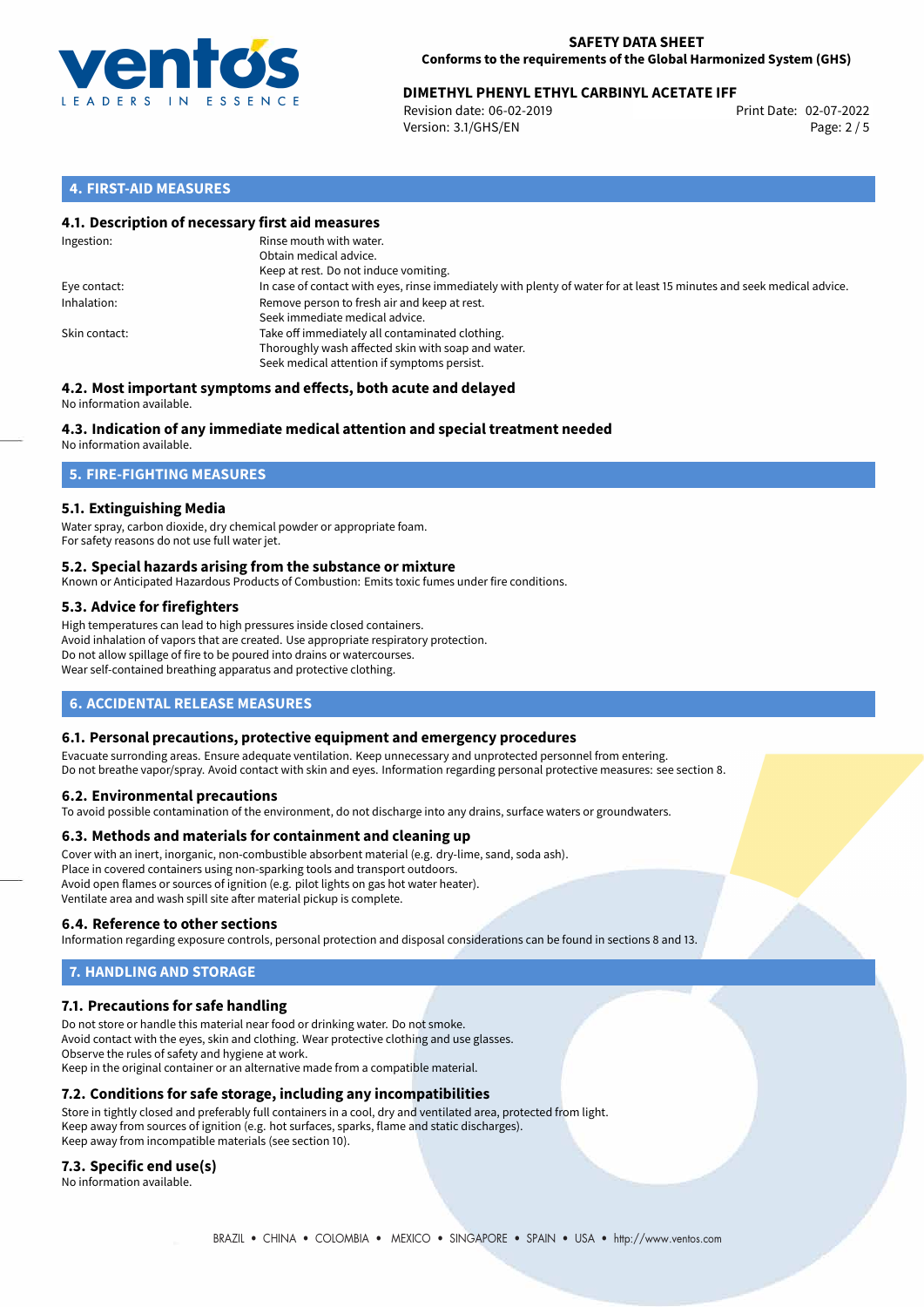## 4. FIRST-AID MEASURES

### 4.1. Description of necessary first aid measures

| | |
|---|---|
| Ingestion: | Rinse mouth with water.<br>Obtain medical advice.<br>Keep at rest. Do not induce vomiting. |
| Eye contact: | In case of contact with eyes, rinse immediately with plenty of water for at least 15 minutes and seek medical advice. |
| Inhalation: | Remove person to fresh air and keep at rest.<br>Seek immediate medical advice. |
| Skin contact: | Take off immediately all contaminated clothing.<br>Thoroughly wash affected skin with soap and water.<br>Seek medical attention if symptoms persist. |

### 4.2. Most important symptoms and effects, both acute and delayed

No information available.

### 4.3. Indication of any immediate medical attention and special treatment needed

No information available.

## 5. FIRE-FIGHTING MEASURES

### 5.1. Extinguishing Media

Water spray, carbon dioxide, dry chemical powder or appropriate foam.
For safety reasons do not use full water jet.

### 5.2. Special hazards arising from the substance or mixture

Known or Anticipated Hazardous Products of Combustion: Emits toxic fumes under fire conditions.

### 5.3. Advice for firefighters

High temperatures can lead to high pressures inside closed containers.
Avoid inhalation of vapors that are created. Use appropriate respiratory protection.
Do not allow spillage of fire to be poured into drains or watercourses.
Wear self-contained breathing apparatus and protective clothing.

## 6. ACCIDENTAL RELEASE MEASURES

### 6.1. Personal precautions, protective equipment and emergency procedures

Evacuate surronding areas. Ensure adequate ventilation. Keep unnecessary and unprotected personnel from entering.
Do not breathe vapor/spray. Avoid contact with skin and eyes. Information regarding personal protective measures: see section 8.

### 6.2. Environmental precautions

To avoid possible contamination of the environment, do not discharge into any drains, surface waters or groundwaters.

### 6.3. Methods and materials for containment and cleaning up

Cover with an inert, inorganic, non-combustible absorbent material (e.g. dry-lime, sand, soda ash).
Place in covered containers using non-sparking tools and transport outdoors.
Avoid open flames or sources of ignition (e.g. pilot lights on gas hot water heater).
Ventilate area and wash spill site after material pickup is complete.

### 6.4. Reference to other sections

Information regarding exposure controls, personal protection and disposal considerations can be found in sections 8 and 13.

## 7. HANDLING AND STORAGE

### 7.1. Precautions for safe handling

Do not store or handle this material near food or drinking water. Do not smoke.
Avoid contact with the eyes, skin and clothing. Wear protective clothing and use glasses.
Observe the rules of safety and hygiene at work.
Keep in the original container or an alternative made from a compatible material.

### 7.2. Conditions for safe storage, including any incompatibilities

Store in tightly closed and preferably full containers in a cool, dry and ventilated area, protected from light.
Keep away from sources of ignition (e.g. hot surfaces, sparks, flame and static discharges).
Keep away from incompatible materials (see section 10).

### 7.3. Specific end use(s)

No information available.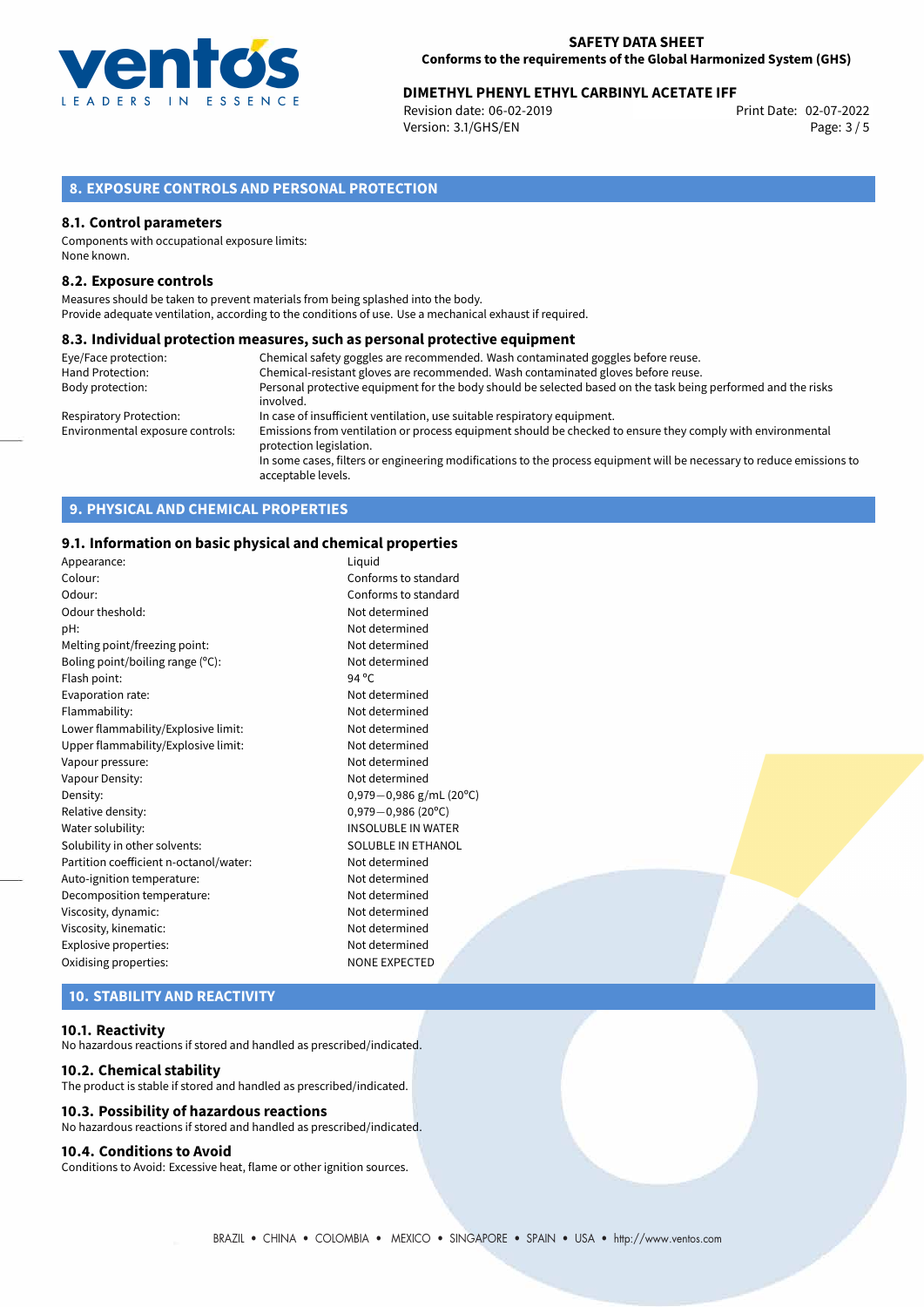## 8. EXPOSURE CONTROLS AND PERSONAL PROTECTION

### 8.1. Control parameters

Components with occupational exposure limits:
None known.

### 8.2. Exposure controls

Measures should be taken to prevent materials from being splashed into the body.
Provide adequate ventilation, according to the conditions of use. Use a mechanical exhaust if required.

### 8.3. Individual protection measures, such as personal protective equipment

| | |
|---|---|
| Eye/Face protection: | Chemical safety goggles are recommended. Wash contaminated goggles before reuse. |
| Hand Protection: | Chemical-resistant gloves are recommended. Wash contaminated gloves before reuse. |
| Body protection: | Personal protective equipment for the body should be selected based on the task being performed and the risks involved. |
| Respiratory Protection: | In case of insufficient ventilation, use suitable respiratory equipment. |
| Environmental exposure controls: | Emissions from ventilation or process equipment should be checked to ensure they comply with environmental protection legislation. In some cases, filters or engineering modifications to the process equipment will be necessary to reduce emissions to acceptable levels. |

## 9. PHYSICAL AND CHEMICAL PROPERTIES

### 9.1. Information on basic physical and chemical properties

| | |
|---|---|
| Appearance: | Liquid |
| Colour: | Conforms to standard |
| Odour: | Conforms to standard |
| Odour theshold: | Not determined |
| pH: | Not determined |
| Melting point/freezing point: | Not determined |
| Boling point/boiling range (°C): | Not determined |
| Flash point: | 94 °C |
| Evaporation rate: | Not determined |
| Flammability: | Not determined |
| Lower flammability/Explosive limit: | Not determined |
| Upper flammability/Explosive limit: | Not determined |
| Vapour pressure: | Not determined |
| Vapour Density: | Not determined |
| Density: | 0,979 — 0,986 g/mL (20°C) |
| Relative density: | 0,979 — 0,986 (20°C) |
| Water solubility: | INSOLUBLE IN WATER |
| Solubility in other solvents: | SOLUBLE IN ETHANOL |
| Partition coefficient n-octanol/water: | Not determined |
| Auto-ignition temperature: | Not determined |
| Decomposition temperature: | Not determined |
| Viscosity, dynamic: | Not determined |
| Viscosity, kinematic: | Not determined |
| Explosive properties: | Not determined |
| Oxidising properties: | NONE EXPECTED |

## 10. STABILITY AND REACTIVITY

### 10.1. Reactivity

No hazardous reactions if stored and handled as prescribed/indicated.

### 10.2. Chemical stability

The product is stable if stored and handled as prescribed/indicated.

### 10.3. Possibility of hazardous reactions

No hazardous reactions if stored and handled as prescribed/indicated.

### 10.4. Conditions to Avoid

Conditions to Avoid: Excessive heat, flame or other ignition sources.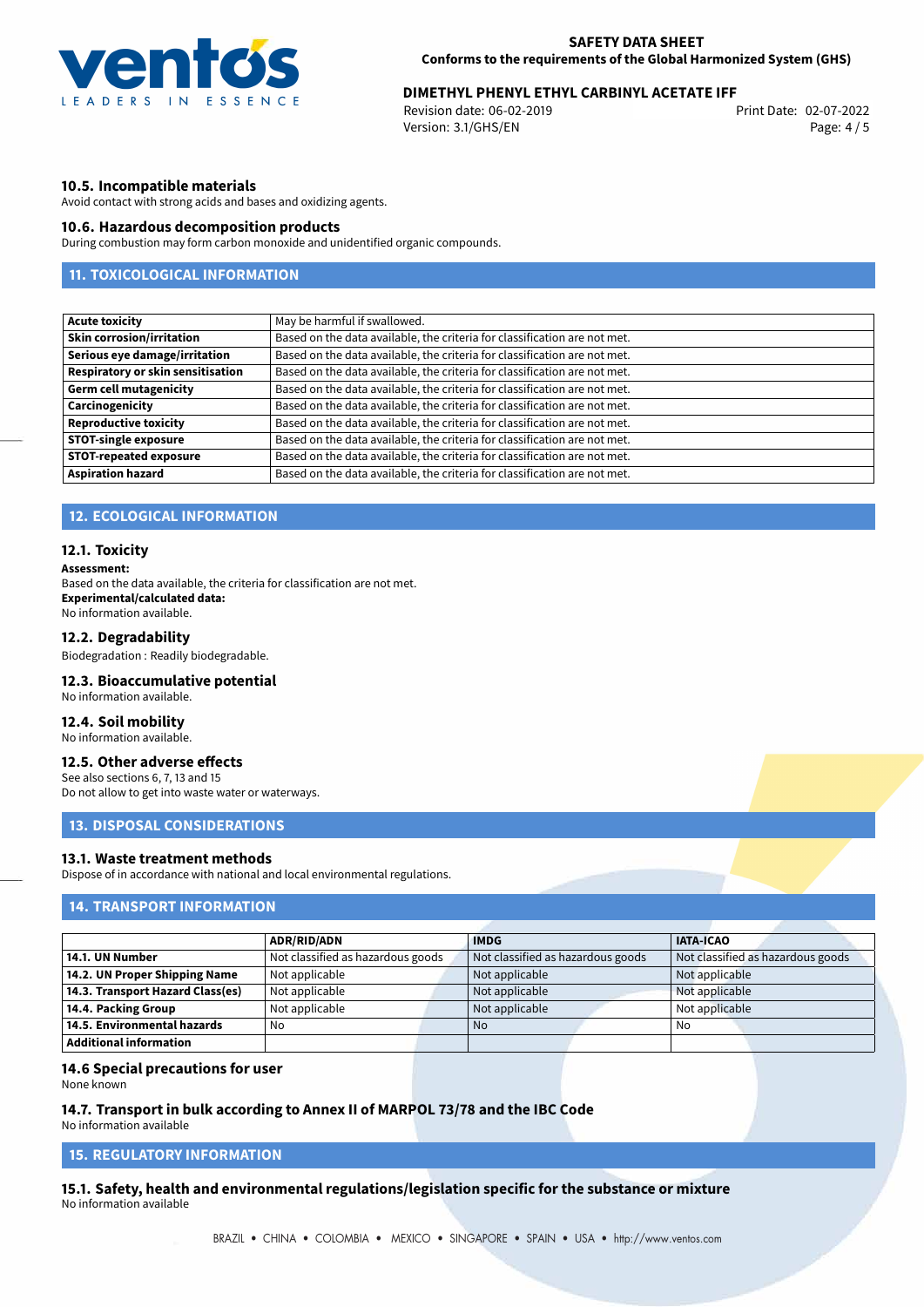### 10.5. Incompatible materials

Avoid contact with strong acids and bases and oxidizing agents.

### 10.6. Hazardous decomposition products

During combustion may form carbon monoxide and unidentified organic compounds.

## 11. TOXICOLOGICAL INFORMATION

| | |
|---|---|
| **Acute toxicity** | May be harmful if swallowed. |
| **Skin corrosion/irritation** | Based on the data available, the criteria for classification are not met. |
| **Serious eye damage/irritation** | Based on the data available, the criteria for classification are not met. |
| **Respiratory or skin sensitisation** | Based on the data available, the criteria for classification are not met. |
| **Germ cell mutagenicity** | Based on the data available, the criteria for classification are not met. |
| **Carcinogenicity** | Based on the data available, the criteria for classification are not met. |
| **Reproductive toxicity** | Based on the data available, the criteria for classification are not met. |
| **STOT-single exposure** | Based on the data available, the criteria for classification are not met. |
| **STOT-repeated exposure** | Based on the data available, the criteria for classification are not met. |
| **Aspiration hazard** | Based on the data available, the criteria for classification are not met. |

## 12. ECOLOGICAL INFORMATION

### 12.1. Toxicity

**Assessment:**
Based on the data available, the criteria for classification are not met.
**Experimental/calculated data:**
No information available.

### 12.2. Degradability

Biodegradation : Readily biodegradable.

### 12.3. Bioaccumulative potential

No information available.

### 12.4. Soil mobility

No information available.

### 12.5. Other adverse effects

See also sections 6, 7, 13 and 15
Do not allow to get into waste water or waterways.

## 13. DISPOSAL CONSIDERATIONS

### 13.1. Waste treatment methods

Dispose of in accordance with national and local environmental regulations.

## 14. TRANSPORT INFORMATION

| | ADR/RID/ADN | IMDG | IATA-ICAO |
|---|---|---|---|
| **14.1. UN Number** | Not classified as hazardous goods | Not classified as hazardous goods | Not classified as hazardous goods |
| **14.2. UN Proper Shipping Name** | Not applicable | Not applicable | Not applicable |
| **14.3. Transport Hazard Class(es)** | Not applicable | Not applicable | Not applicable |
| **14.4. Packing Group** | Not applicable | Not applicable | Not applicable |
| **14.5. Environmental hazards** | No | No | No |
| **Additional information** | | | |

### 14.6 Special precautions for user

None known

### 14.7. Transport in bulk according to Annex II of MARPOL 73/78 and the IBC Code

No information available

## 15. REGULATORY INFORMATION

### 15.1. Safety, health and environmental regulations/legislation specific for the substance or mixture

No information available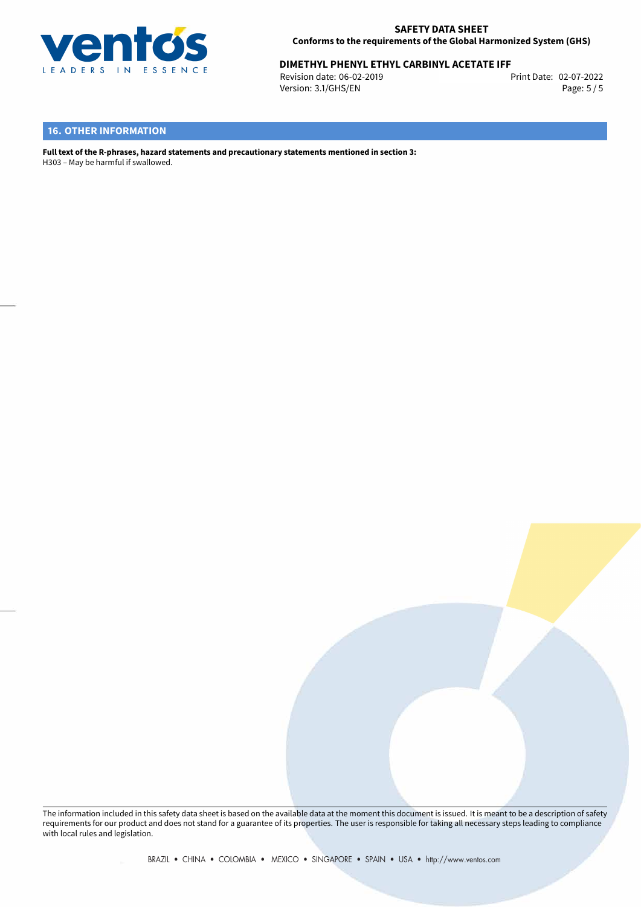## 16. OTHER INFORMATION

**Full text of the R-phrases, hazard statements and precautionary statements mentioned in section 3:**
H303 – May be harmful if swallowed.

The information included in this safety data sheet is based on the available data at the moment this document is issued. It is meant to be a description of safety requirements for our product and does not stand for a guarantee of its properties. The user is responsible for taking all necessary steps leading to compliance with local rules and legislation.